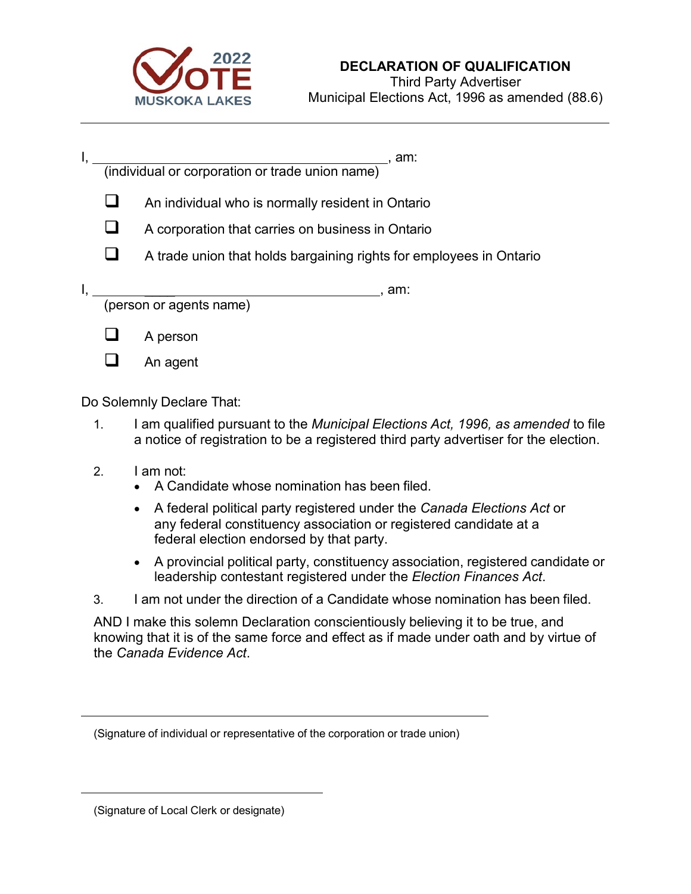2022 VOTE MUSKOKA LAKES

# DECLARATION OF QUALIFICATION

Third Party Advertiser
Municipal Elections Act, 1996 as amended (88.6)

---

I, ____________________________________________, am:
(individual or corporation or trade union name)

- ☐ An individual who is normally resident in Ontario
- ☐ A corporation that carries on business in Ontario
- ☐ A trade union that holds bargaining rights for employees in Ontario

I, ____________________________________________, am:
(person or agents name)

- ☐ A person
- ☐ An agent

Do Solemnly Declare That:

1. I am qualified pursuant to the *Municipal Elections Act, 1996, as amended* to file a notice of registration to be a registered third party advertiser for the election.
2. I am not:
   - A Candidate whose nomination has been filed.
   - A federal political party registered under the *Canada Elections Act* or any federal constituency association or registered candidate at a federal election endorsed by that party.
   - A provincial political party, constituency association, registered candidate or leadership contestant registered under the *Election Finances Act*.
3. I am not under the direction of a Candidate whose nomination has been filed.

AND I make this solemn Declaration conscientiously believing it to be true, and knowing that it is of the same force and effect as if made under oath and by virtue of the *Canada Evidence Act*.

____________________________________________

(Signature of individual or representative of the corporation or trade union)

____________________________________________

(Signature of Local Clerk or designate)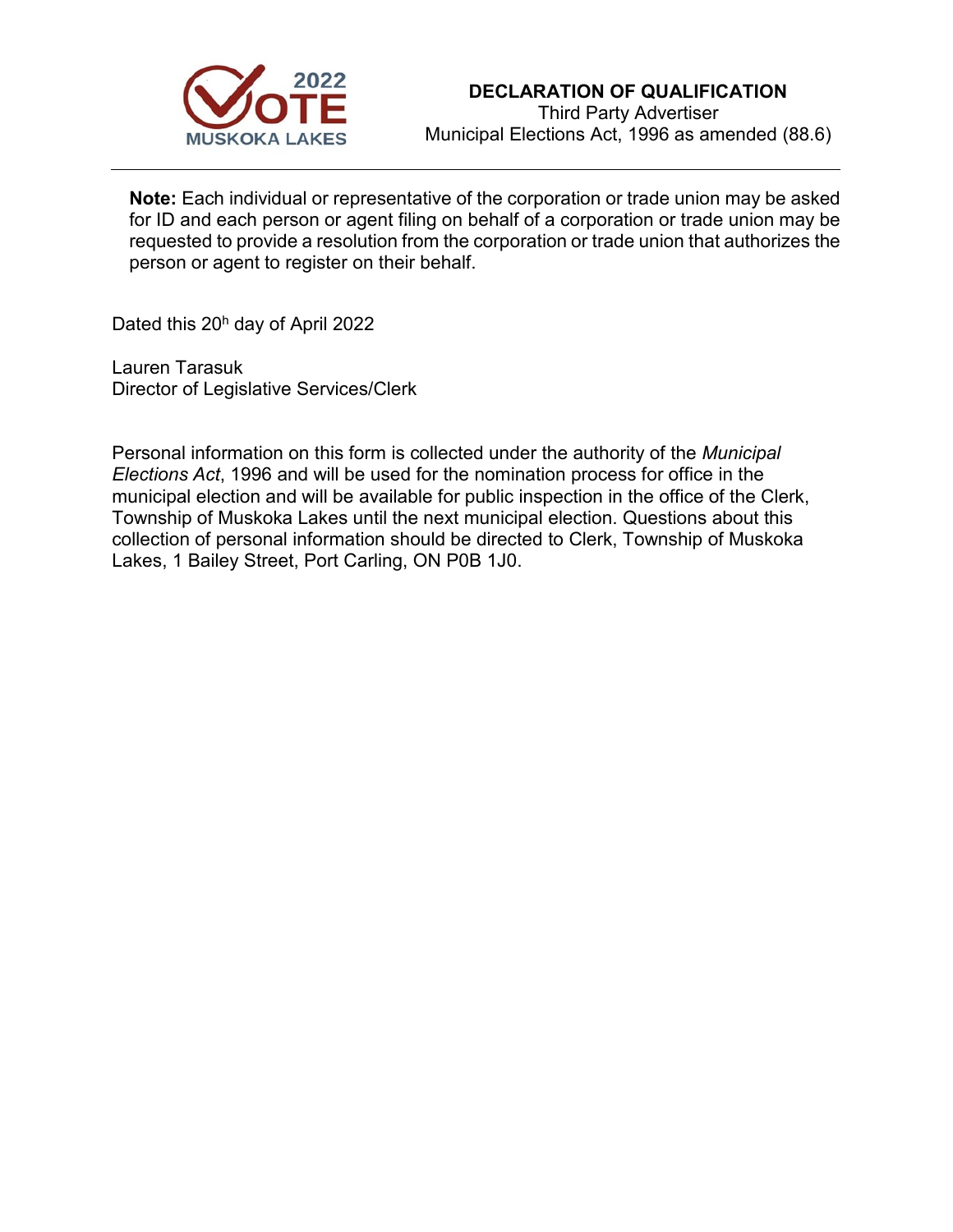**DECLARATION OF QUALIFICATION**

Third Party Advertiser

Municipal Elections Act, 1996 as amended (88.6)

---

**Note:** Each individual or representative of the corporation or trade union may be asked for ID and each person or agent filing on behalf of a corporation or trade union may be requested to provide a resolution from the corporation or trade union that authorizes the person or agent to register on their behalf.

Dated this 20h day of April 2022

Lauren Tarasuk
Director of Legislative Services/Clerk

Personal information on this form is collected under the authority of the *Municipal Elections Act*, 1996 and will be used for the nomination process for office in the municipal election and will be available for public inspection in the office of the Clerk, Township of Muskoka Lakes until the next municipal election. Questions about this collection of personal information should be directed to Clerk, Township of Muskoka Lakes, 1 Bailey Street, Port Carling, ON P0B 1J0.